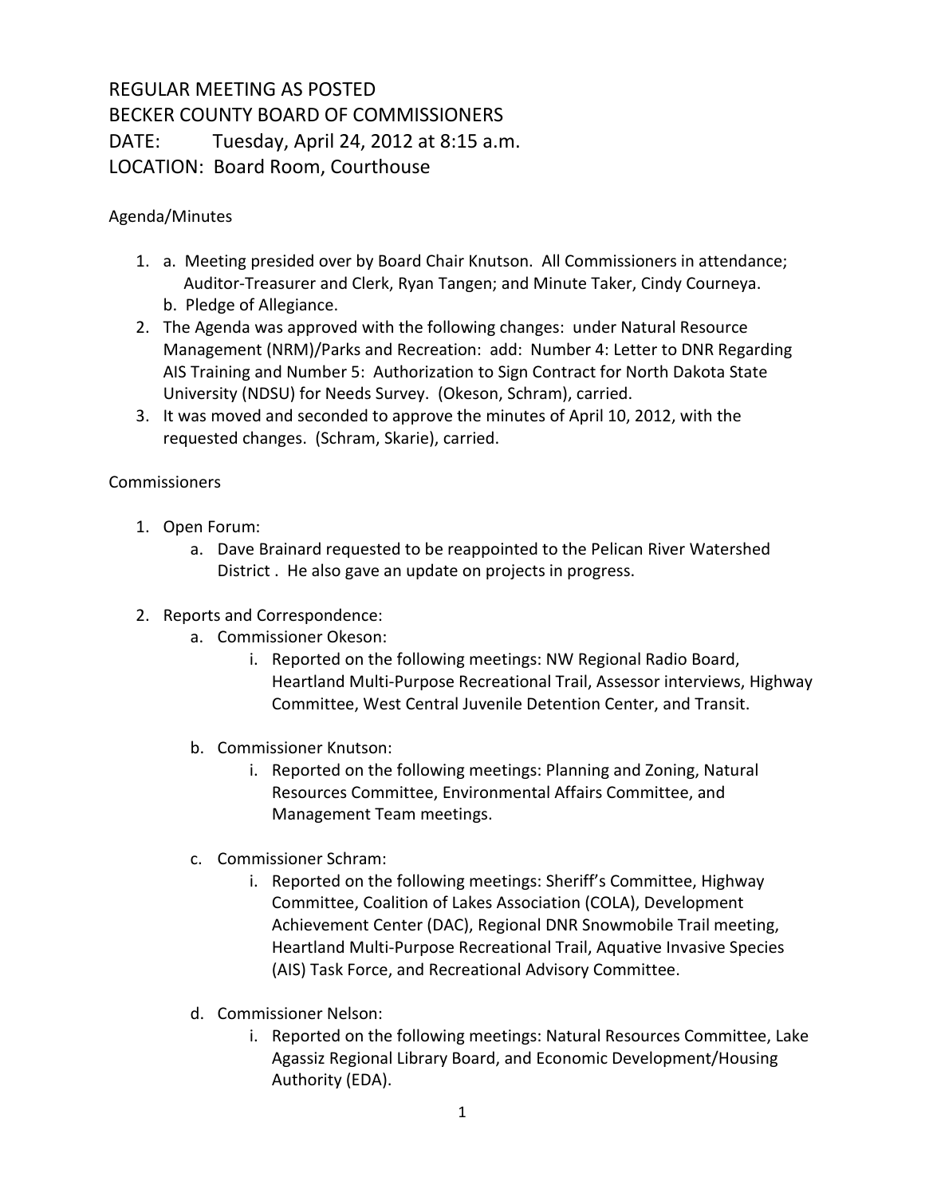# REGULAR MEETING AS POSTED
# BECKER COUNTY BOARD OF COMMISSIONERS
# DATE: Tuesday, April 24, 2012 at 8:15 a.m.
# LOCATION: Board Room, Courthouse

Agenda/Minutes

1. a. Meeting presided over by Board Chair Knutson. All Commissioners in attendance; Auditor-Treasurer and Clerk, Ryan Tangen; and Minute Taker, Cindy Courneya.
   b. Pledge of Allegiance.
2. The Agenda was approved with the following changes: under Natural Resource Management (NRM)/Parks and Recreation: add: Number 4: Letter to DNR Regarding AIS Training and Number 5: Authorization to Sign Contract for North Dakota State University (NDSU) for Needs Survey. (Okeson, Schram), carried.
3. It was moved and seconded to approve the minutes of April 10, 2012, with the requested changes. (Schram, Skarie), carried.

Commissioners

1. Open Forum:
   a. Dave Brainard requested to be reappointed to the Pelican River Watershed District . He also gave an update on projects in progress.

2. Reports and Correspondence:
   a. Commissioner Okeson:
      i. Reported on the following meetings: NW Regional Radio Board, Heartland Multi-Purpose Recreational Trail, Assessor interviews, Highway Committee, West Central Juvenile Detention Center, and Transit.

   b. Commissioner Knutson:
      i. Reported on the following meetings: Planning and Zoning, Natural Resources Committee, Environmental Affairs Committee, and Management Team meetings.

   c. Commissioner Schram:
      i. Reported on the following meetings: Sheriff's Committee, Highway Committee, Coalition of Lakes Association (COLA), Development Achievement Center (DAC), Regional DNR Snowmobile Trail meeting, Heartland Multi-Purpose Recreational Trail, Aquative Invasive Species (AIS) Task Force, and Recreational Advisory Committee.

   d. Commissioner Nelson:
      i. Reported on the following meetings: Natural Resources Committee, Lake Agassiz Regional Library Board, and Economic Development/Housing Authority (EDA).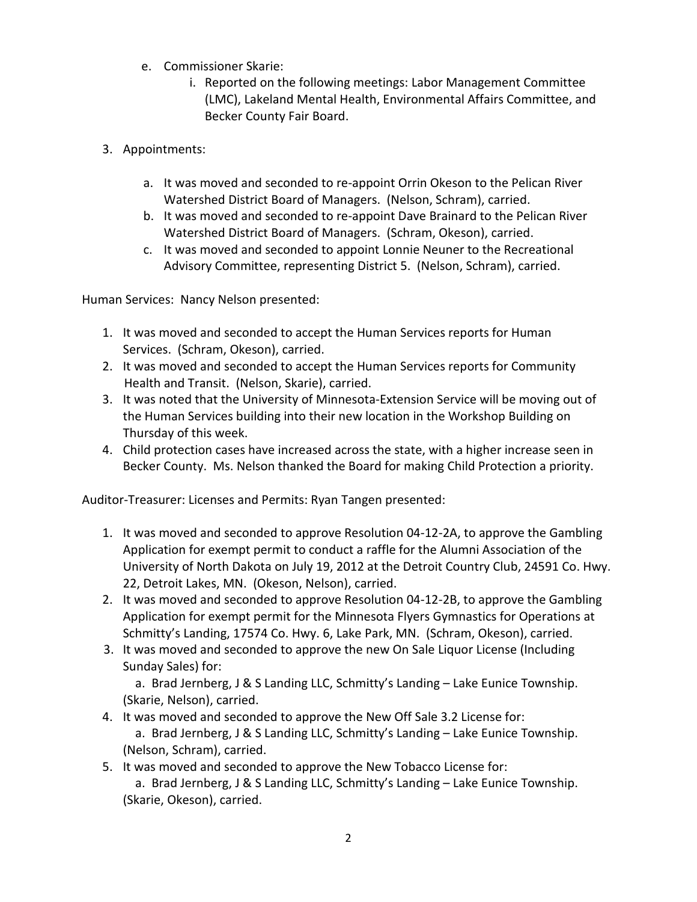e. Commissioner Skarie:
   i. Reported on the following meetings: Labor Management Committee (LMC), Lakeland Mental Health, Environmental Affairs Committee, and Becker County Fair Board.

3. Appointments:

   a. It was moved and seconded to re-appoint Orrin Okeson to the Pelican River Watershed District Board of Managers. (Nelson, Schram), carried.
   b. It was moved and seconded to re-appoint Dave Brainard to the Pelican River Watershed District Board of Managers. (Schram, Okeson), carried.
   c. It was moved and seconded to appoint Lonnie Neuner to the Recreational Advisory Committee, representing District 5. (Nelson, Schram), carried.

Human Services: Nancy Nelson presented:

1. It was moved and seconded to accept the Human Services reports for Human Services. (Schram, Okeson), carried.
2. It was moved and seconded to accept the Human Services reports for Community Health and Transit. (Nelson, Skarie), carried.
3. It was noted that the University of Minnesota-Extension Service will be moving out of the Human Services building into their new location in the Workshop Building on Thursday of this week.
4. Child protection cases have increased across the state, with a higher increase seen in Becker County. Ms. Nelson thanked the Board for making Child Protection a priority.

Auditor-Treasurer: Licenses and Permits: Ryan Tangen presented:

1. It was moved and seconded to approve Resolution 04-12-2A, to approve the Gambling Application for exempt permit to conduct a raffle for the Alumni Association of the University of North Dakota on July 19, 2012 at the Detroit Country Club, 24591 Co. Hwy. 22, Detroit Lakes, MN. (Okeson, Nelson), carried.
2. It was moved and seconded to approve Resolution 04-12-2B, to approve the Gambling Application for exempt permit for the Minnesota Flyers Gymnastics for Operations at Schmitty's Landing, 17574 Co. Hwy. 6, Lake Park, MN. (Schram, Okeson), carried.
3. It was moved and seconded to approve the new On Sale Liquor License (Including Sunday Sales) for:
   a. Brad Jernberg, J & S Landing LLC, Schmitty's Landing – Lake Eunice Township. (Skarie, Nelson), carried.
4. It was moved and seconded to approve the New Off Sale 3.2 License for:
   a. Brad Jernberg, J & S Landing LLC, Schmitty's Landing – Lake Eunice Township. (Nelson, Schram), carried.
5. It was moved and seconded to approve the New Tobacco License for:
   a. Brad Jernberg, J & S Landing LLC, Schmitty's Landing – Lake Eunice Township. (Skarie, Okeson), carried.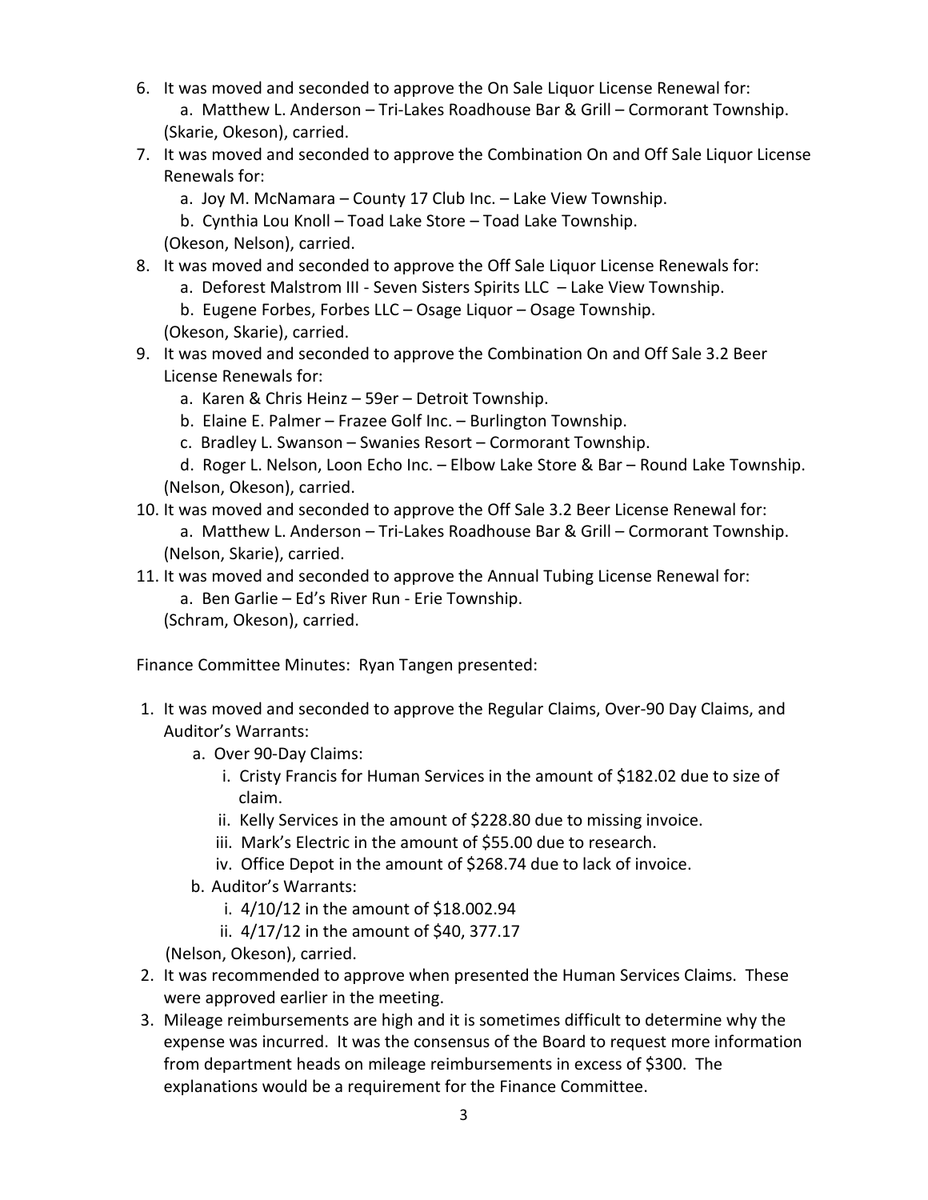6. It was moved and seconded to approve the On Sale Liquor License Renewal for:
   a. Matthew L. Anderson – Tri-Lakes Roadhouse Bar & Grill – Cormorant Township.
   (Skarie, Okeson), carried.
7. It was moved and seconded to approve the Combination On and Off Sale Liquor License Renewals for:
   a. Joy M. McNamara – County 17 Club Inc. – Lake View Township.
   b. Cynthia Lou Knoll – Toad Lake Store – Toad Lake Township.
   (Okeson, Nelson), carried.
8. It was moved and seconded to approve the Off Sale Liquor License Renewals for:
   a. Deforest Malstrom III - Seven Sisters Spirits LLC – Lake View Township.
   b. Eugene Forbes, Forbes LLC – Osage Liquor – Osage Township.
   (Okeson, Skarie), carried.
9. It was moved and seconded to approve the Combination On and Off Sale 3.2 Beer License Renewals for:
   a. Karen & Chris Heinz – 59er – Detroit Township.
   b. Elaine E. Palmer – Frazee Golf Inc. – Burlington Township.
   c. Bradley L. Swanson – Swanies Resort – Cormorant Township.
   d. Roger L. Nelson, Loon Echo Inc. – Elbow Lake Store & Bar – Round Lake Township.
   (Nelson, Okeson), carried.
10. It was moved and seconded to approve the Off Sale 3.2 Beer License Renewal for:
    a. Matthew L. Anderson – Tri-Lakes Roadhouse Bar & Grill – Cormorant Township.
    (Nelson, Skarie), carried.
11. It was moved and seconded to approve the Annual Tubing License Renewal for:
    a. Ben Garlie – Ed's River Run - Erie Township.
    (Schram, Okeson), carried.

Finance Committee Minutes: Ryan Tangen presented:

1. It was moved and seconded to approve the Regular Claims, Over-90 Day Claims, and Auditor's Warrants:
   a. Over 90-Day Claims:
      i. Cristy Francis for Human Services in the amount of $182.02 due to size of claim.
      ii. Kelly Services in the amount of $228.80 due to missing invoice.
      iii. Mark's Electric in the amount of $55.00 due to research.
      iv. Office Depot in the amount of $268.74 due to lack of invoice.
   b. Auditor's Warrants:
      i. 4/10/12 in the amount of $18.002.94
      ii. 4/17/12 in the amount of $40, 377.17
   (Nelson, Okeson), carried.
2. It was recommended to approve when presented the Human Services Claims. These were approved earlier in the meeting.
3. Mileage reimbursements are high and it is sometimes difficult to determine why the expense was incurred. It was the consensus of the Board to request more information from department heads on mileage reimbursements in excess of $300. The explanations would be a requirement for the Finance Committee.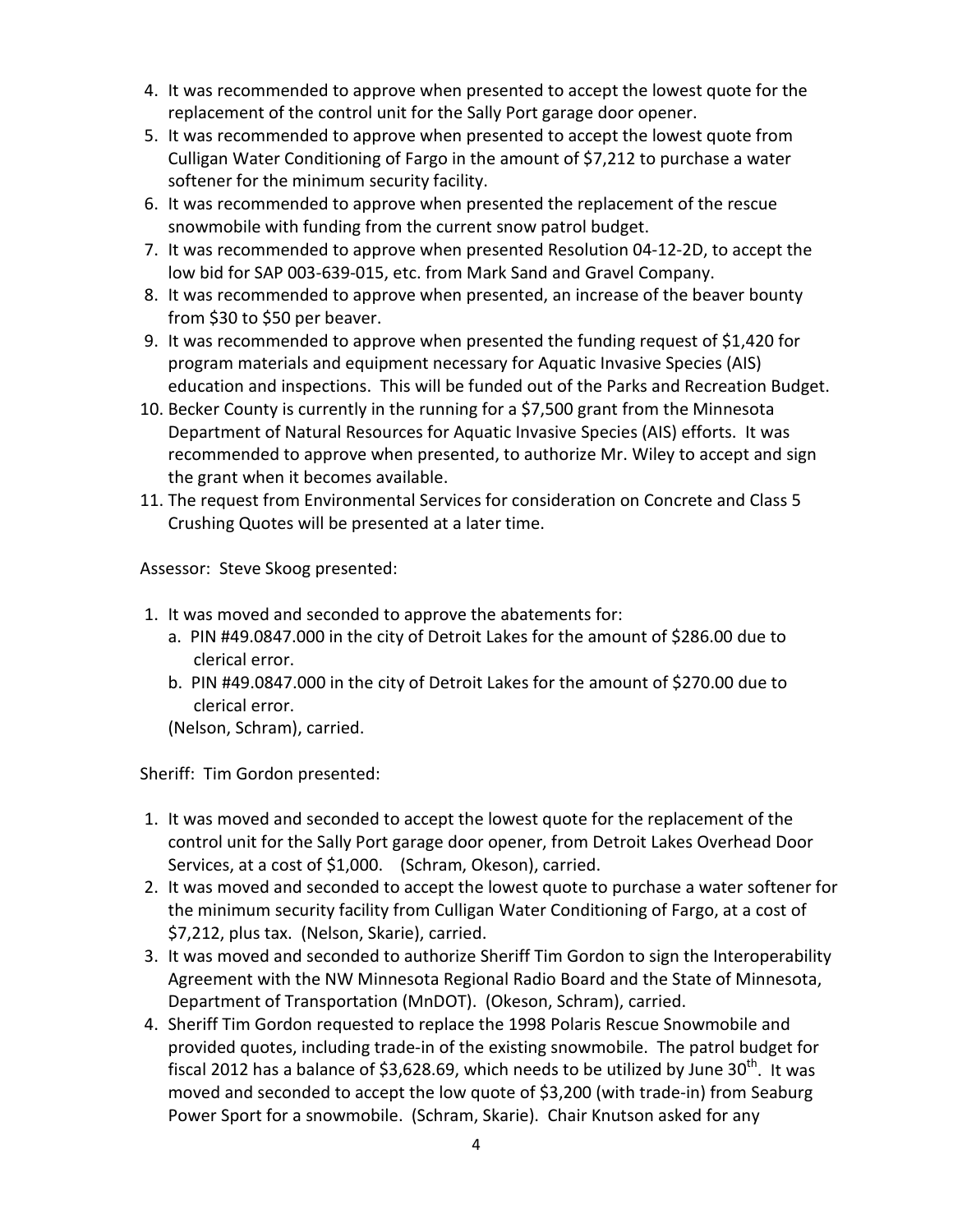4. It was recommended to approve when presented to accept the lowest quote for the replacement of the control unit for the Sally Port garage door opener.
5. It was recommended to approve when presented to accept the lowest quote from Culligan Water Conditioning of Fargo in the amount of $7,212 to purchase a water softener for the minimum security facility.
6. It was recommended to approve when presented the replacement of the rescue snowmobile with funding from the current snow patrol budget.
7. It was recommended to approve when presented Resolution 04-12-2D, to accept the low bid for SAP 003-639-015, etc. from Mark Sand and Gravel Company.
8. It was recommended to approve when presented, an increase of the beaver bounty from $30 to $50 per beaver.
9. It was recommended to approve when presented the funding request of $1,420 for program materials and equipment necessary for Aquatic Invasive Species (AIS) education and inspections. This will be funded out of the Parks and Recreation Budget.
10. Becker County is currently in the running for a $7,500 grant from the Minnesota Department of Natural Resources for Aquatic Invasive Species (AIS) efforts. It was recommended to approve when presented, to authorize Mr. Wiley to accept and sign the grant when it becomes available.
11. The request from Environmental Services for consideration on Concrete and Class 5 Crushing Quotes will be presented at a later time.

Assessor: Steve Skoog presented:

1. It was moved and seconded to approve the abatements for:
   a. PIN #49.0847.000 in the city of Detroit Lakes for the amount of $286.00 due to clerical error.
   b. PIN #49.0847.000 in the city of Detroit Lakes for the amount of $270.00 due to clerical error.

   (Nelson, Schram), carried.

Sheriff: Tim Gordon presented:

1. It was moved and seconded to accept the lowest quote for the replacement of the control unit for the Sally Port garage door opener, from Detroit Lakes Overhead Door Services, at a cost of $1,000. (Schram, Okeson), carried.
2. It was moved and seconded to accept the lowest quote to purchase a water softener for the minimum security facility from Culligan Water Conditioning of Fargo, at a cost of $7,212, plus tax. (Nelson, Skarie), carried.
3. It was moved and seconded to authorize Sheriff Tim Gordon to sign the Interoperability Agreement with the NW Minnesota Regional Radio Board and the State of Minnesota, Department of Transportation (MnDOT). (Okeson, Schram), carried.
4. Sheriff Tim Gordon requested to replace the 1998 Polaris Rescue Snowmobile and provided quotes, including trade-in of the existing snowmobile. The patrol budget for fiscal 2012 has a balance of $3,628.69, which needs to be utilized by June 30th. It was moved and seconded to accept the low quote of $3,200 (with trade-in) from Seaburg Power Sport for a snowmobile. (Schram, Skarie). Chair Knutson asked for any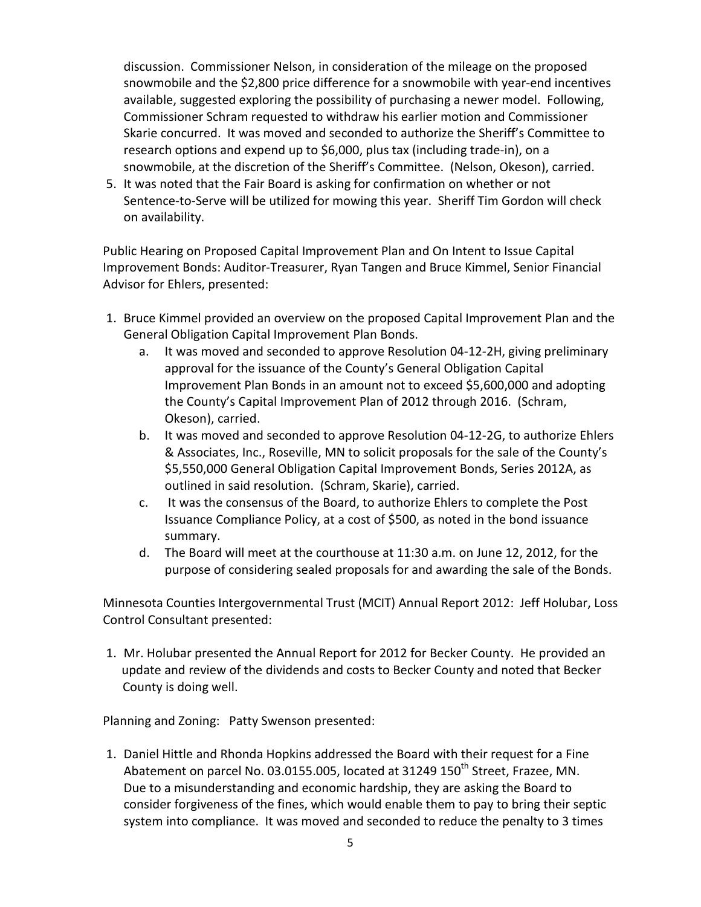discussion. Commissioner Nelson, in consideration of the mileage on the proposed snowmobile and the $2,800 price difference for a snowmobile with year-end incentives available, suggested exploring the possibility of purchasing a newer model. Following, Commissioner Schram requested to withdraw his earlier motion and Commissioner Skarie concurred. It was moved and seconded to authorize the Sheriff's Committee to research options and expend up to $6,000, plus tax (including trade-in), on a snowmobile, at the discretion of the Sheriff's Committee. (Nelson, Okeson), carried.

5. It was noted that the Fair Board is asking for confirmation on whether or not Sentence-to-Serve will be utilized for mowing this year. Sheriff Tim Gordon will check on availability.

Public Hearing on Proposed Capital Improvement Plan and On Intent to Issue Capital Improvement Bonds: Auditor-Treasurer, Ryan Tangen and Bruce Kimmel, Senior Financial Advisor for Ehlers, presented:

1. Bruce Kimmel provided an overview on the proposed Capital Improvement Plan and the General Obligation Capital Improvement Plan Bonds.
   a. It was moved and seconded to approve Resolution 04-12-2H, giving preliminary approval for the issuance of the County's General Obligation Capital Improvement Plan Bonds in an amount not to exceed $5,600,000 and adopting the County's Capital Improvement Plan of 2012 through 2016. (Schram, Okeson), carried.
   b. It was moved and seconded to approve Resolution 04-12-2G, to authorize Ehlers & Associates, Inc., Roseville, MN to solicit proposals for the sale of the County's $5,550,000 General Obligation Capital Improvement Bonds, Series 2012A, as outlined in said resolution. (Schram, Skarie), carried.
   c. It was the consensus of the Board, to authorize Ehlers to complete the Post Issuance Compliance Policy, at a cost of $500, as noted in the bond issuance summary.
   d. The Board will meet at the courthouse at 11:30 a.m. on June 12, 2012, for the purpose of considering sealed proposals for and awarding the sale of the Bonds.

Minnesota Counties Intergovernmental Trust (MCIT) Annual Report 2012: Jeff Holubar, Loss Control Consultant presented:

1. Mr. Holubar presented the Annual Report for 2012 for Becker County. He provided an update and review of the dividends and costs to Becker County and noted that Becker County is doing well.

Planning and Zoning: Patty Swenson presented:

1. Daniel Hittle and Rhonda Hopkins addressed the Board with their request for a Fine Abatement on parcel No. 03.0155.005, located at 31249 150th Street, Frazee, MN. Due to a misunderstanding and economic hardship, they are asking the Board to consider forgiveness of the fines, which would enable them to pay to bring their septic system into compliance. It was moved and seconded to reduce the penalty to 3 times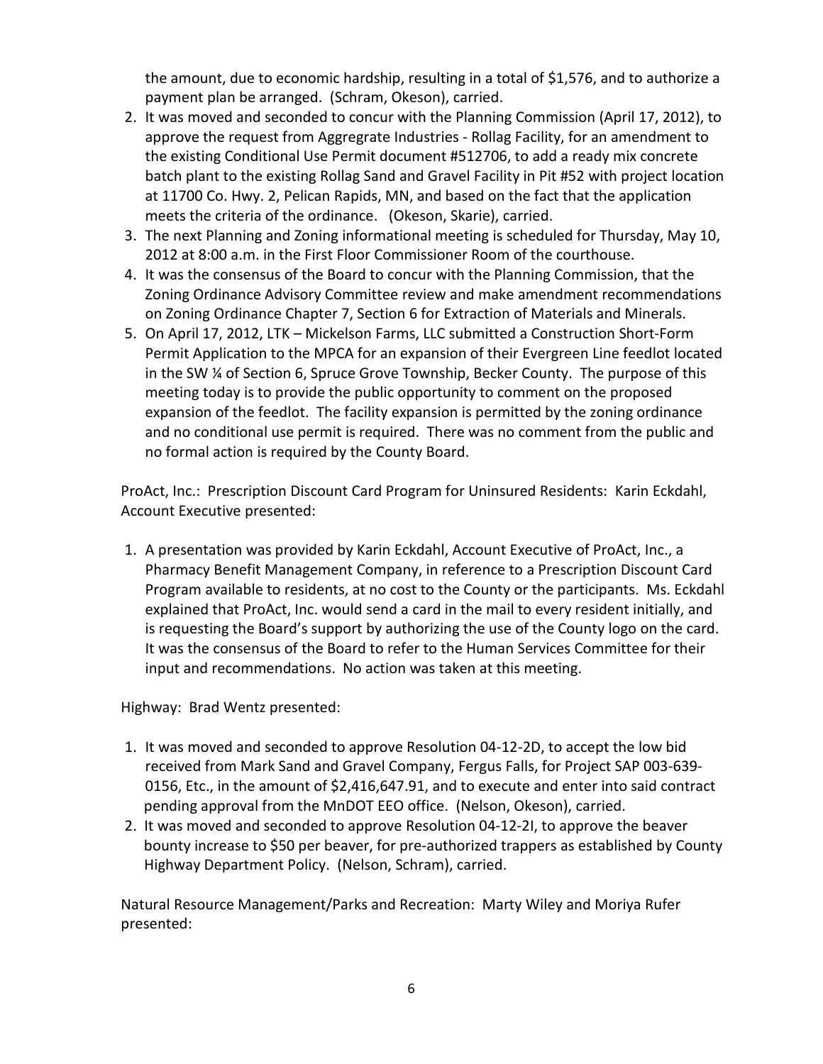the amount, due to economic hardship, resulting in a total of $1,576, and to authorize a payment plan be arranged. (Schram, Okeson), carried.

2. It was moved and seconded to concur with the Planning Commission (April 17, 2012), to approve the request from Aggregrate Industries - Rollag Facility, for an amendment to the existing Conditional Use Permit document #512706, to add a ready mix concrete batch plant to the existing Rollag Sand and Gravel Facility in Pit #52 with project location at 11700 Co. Hwy. 2, Pelican Rapids, MN, and based on the fact that the application meets the criteria of the ordinance. (Okeson, Skarie), carried.
3. The next Planning and Zoning informational meeting is scheduled for Thursday, May 10, 2012 at 8:00 a.m. in the First Floor Commissioner Room of the courthouse.
4. It was the consensus of the Board to concur with the Planning Commission, that the Zoning Ordinance Advisory Committee review and make amendment recommendations on Zoning Ordinance Chapter 7, Section 6 for Extraction of Materials and Minerals.
5. On April 17, 2012, LTK – Mickelson Farms, LLC submitted a Construction Short-Form Permit Application to the MPCA for an expansion of their Evergreen Line feedlot located in the SW ¼ of Section 6, Spruce Grove Township, Becker County. The purpose of this meeting today is to provide the public opportunity to comment on the proposed expansion of the feedlot. The facility expansion is permitted by the zoning ordinance and no conditional use permit is required. There was no comment from the public and no formal action is required by the County Board.

ProAct, Inc.: Prescription Discount Card Program for Uninsured Residents: Karin Eckdahl, Account Executive presented:

1. A presentation was provided by Karin Eckdahl, Account Executive of ProAct, Inc., a Pharmacy Benefit Management Company, in reference to a Prescription Discount Card Program available to residents, at no cost to the County or the participants. Ms. Eckdahl explained that ProAct, Inc. would send a card in the mail to every resident initially, and is requesting the Board's support by authorizing the use of the County logo on the card. It was the consensus of the Board to refer to the Human Services Committee for their input and recommendations. No action was taken at this meeting.

Highway: Brad Wentz presented:

1. It was moved and seconded to approve Resolution 04-12-2D, to accept the low bid received from Mark Sand and Gravel Company, Fergus Falls, for Project SAP 003-639-0156, Etc., in the amount of $2,416,647.91, and to execute and enter into said contract pending approval from the MnDOT EEO office. (Nelson, Okeson), carried.
2. It was moved and seconded to approve Resolution 04-12-2I, to approve the beaver bounty increase to $50 per beaver, for pre-authorized trappers as established by County Highway Department Policy. (Nelson, Schram), carried.

Natural Resource Management/Parks and Recreation: Marty Wiley and Moriya Rufer presented: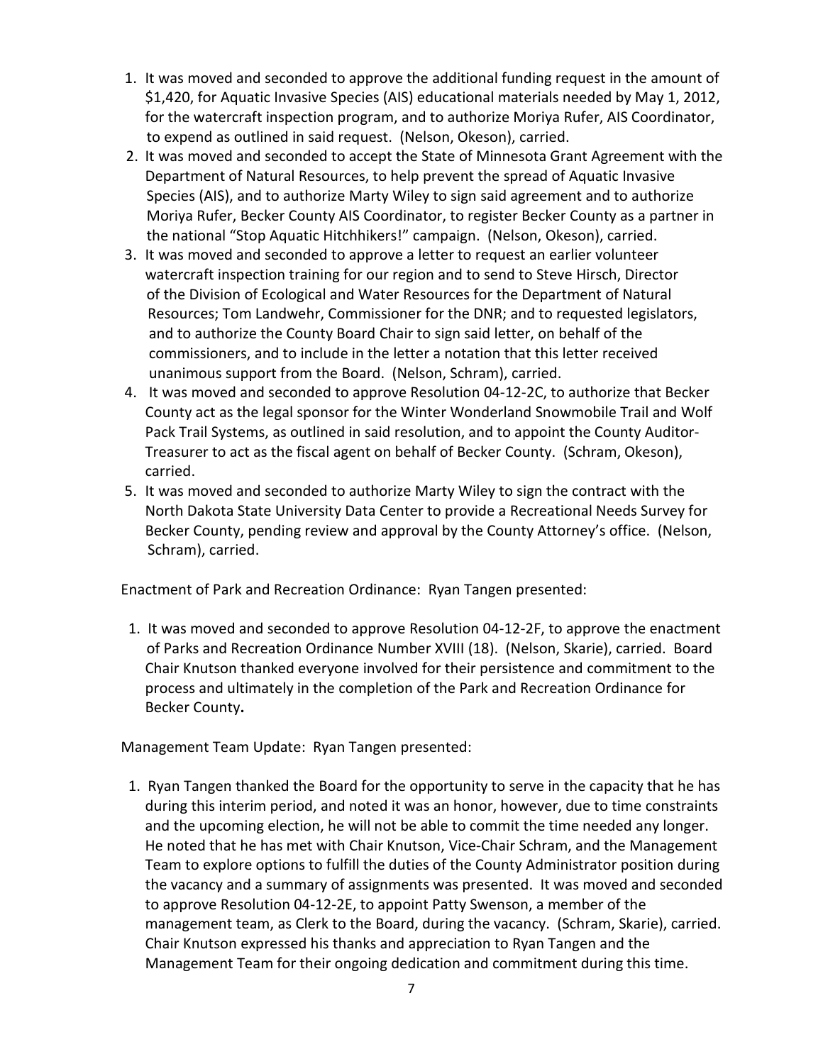1. It was moved and seconded to approve the additional funding request in the amount of $1,420, for Aquatic Invasive Species (AIS) educational materials needed by May 1, 2012, for the watercraft inspection program, and to authorize Moriya Rufer, AIS Coordinator, to expend as outlined in said request. (Nelson, Okeson), carried.
2. It was moved and seconded to accept the State of Minnesota Grant Agreement with the Department of Natural Resources, to help prevent the spread of Aquatic Invasive Species (AIS), and to authorize Marty Wiley to sign said agreement and to authorize Moriya Rufer, Becker County AIS Coordinator, to register Becker County as a partner in the national "Stop Aquatic Hitchhikers!" campaign. (Nelson, Okeson), carried.
3. It was moved and seconded to approve a letter to request an earlier volunteer watercraft inspection training for our region and to send to Steve Hirsch, Director of the Division of Ecological and Water Resources for the Department of Natural Resources; Tom Landwehr, Commissioner for the DNR; and to requested legislators, and to authorize the County Board Chair to sign said letter, on behalf of the commissioners, and to include in the letter a notation that this letter received unanimous support from the Board. (Nelson, Schram), carried.
4. It was moved and seconded to approve Resolution 04-12-2C, to authorize that Becker County act as the legal sponsor for the Winter Wonderland Snowmobile Trail and Wolf Pack Trail Systems, as outlined in said resolution, and to appoint the County Auditor-Treasurer to act as the fiscal agent on behalf of Becker County. (Schram, Okeson), carried.
5. It was moved and seconded to authorize Marty Wiley to sign the contract with the North Dakota State University Data Center to provide a Recreational Needs Survey for Becker County, pending review and approval by the County Attorney's office. (Nelson, Schram), carried.

Enactment of Park and Recreation Ordinance: Ryan Tangen presented:

1. It was moved and seconded to approve Resolution 04-12-2F, to approve the enactment of Parks and Recreation Ordinance Number XVIII (18). (Nelson, Skarie), carried. Board Chair Knutson thanked everyone involved for their persistence and commitment to the process and ultimately in the completion of the Park and Recreation Ordinance for Becker County**.**

Management Team Update: Ryan Tangen presented:

1. Ryan Tangen thanked the Board for the opportunity to serve in the capacity that he has during this interim period, and noted it was an honor, however, due to time constraints and the upcoming election, he will not be able to commit the time needed any longer. He noted that he has met with Chair Knutson, Vice-Chair Schram, and the Management Team to explore options to fulfill the duties of the County Administrator position during the vacancy and a summary of assignments was presented. It was moved and seconded to approve Resolution 04-12-2E, to appoint Patty Swenson, a member of the management team, as Clerk to the Board, during the vacancy. (Schram, Skarie), carried. Chair Knutson expressed his thanks and appreciation to Ryan Tangen and the Management Team for their ongoing dedication and commitment during this time.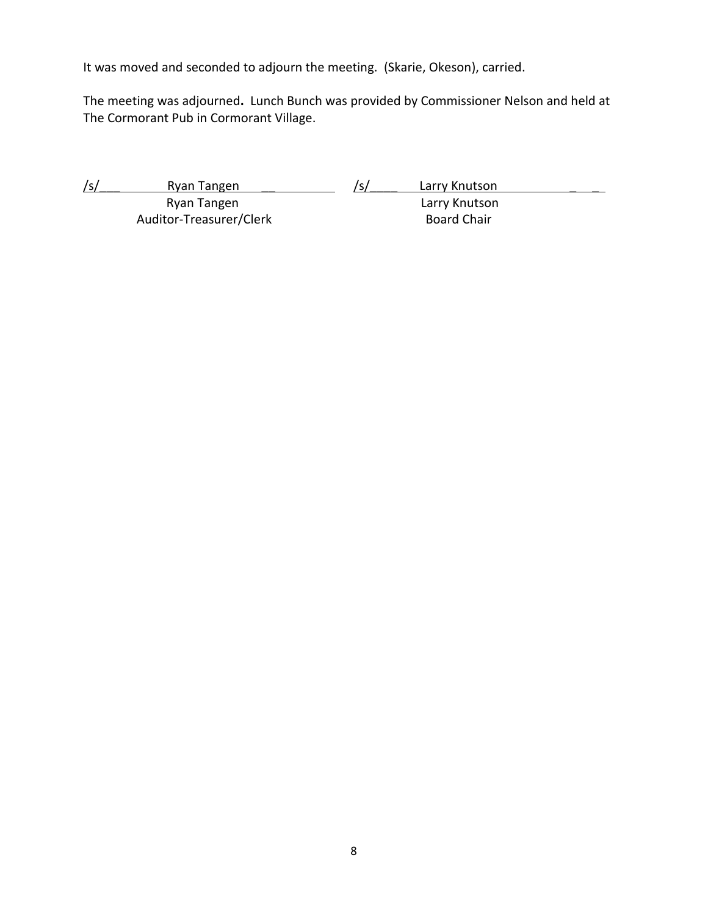It was moved and seconded to adjourn the meeting. (Skarie, Okeson), carried.

The meeting was adjourned. Lunch Bunch was provided by Commissioner Nelson and held at The Cormorant Pub in Cormorant Village.

/s/ Ryan Tangen
Ryan Tangen
Auditor-Treasurer/Clerk

/s/ Larry Knutson
Larry Knutson
Board Chair